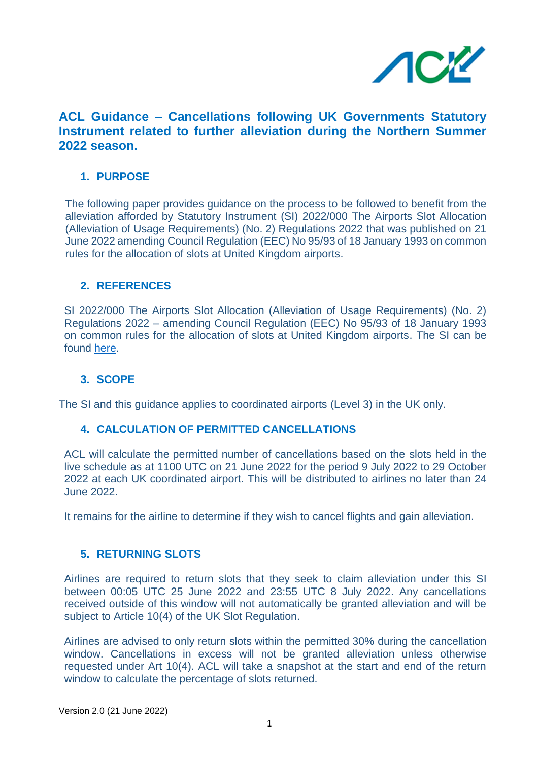# ACL Guidance – Cancellations following UK Governments Statutory Instrument related to further alleviation during the Northern Summer 2022 season.

## 1. PURPOSE

The following paper provides guidance on the process to be followed to benefit from the alleviation afforded by Statutory Instrument (SI) 2022/000 The Airports Slot Allocation (Alleviation of Usage Requirements) (No. 2) Regulations 2022 that was published on 21 June 2022 amending Council Regulation (EEC) No 95/93 of 18 January 1993 on common rules for the allocation of slots at United Kingdom airports.

## 2. REFERENCES

SI 2022/000 The Airports Slot Allocation (Alleviation of Usage Requirements) (No. 2) Regulations 2022 – amending Council Regulation (EEC) No 95/93 of 18 January 1993 on common rules for the allocation of slots at United Kingdom airports. The SI can be found here.

## 3. SCOPE

The SI and this guidance applies to coordinated airports (Level 3) in the UK only.

## 4. CALCULATION OF PERMITTED CANCELLATIONS

ACL will calculate the permitted number of cancellations based on the slots held in the live schedule as at 1100 UTC on 21 June 2022 for the period 9 July 2022 to 29 October 2022 at each UK coordinated airport. This will be distributed to airlines no later than 24 June 2022.

It remains for the airline to determine if they wish to cancel flights and gain alleviation.

## 5. RETURNING SLOTS

Airlines are required to return slots that they seek to claim alleviation under this SI between 00:05 UTC 25 June 2022 and 23:55 UTC 8 July 2022. Any cancellations received outside of this window will not automatically be granted alleviation and will be subject to Article 10(4) of the UK Slot Regulation.

Airlines are advised to only return slots within the permitted 30% during the cancellation window. Cancellations in excess will not be granted alleviation unless otherwise requested under Art 10(4). ACL will take a snapshot at the start and end of the return window to calculate the percentage of slots returned.

Version 2.0 (21 June 2022)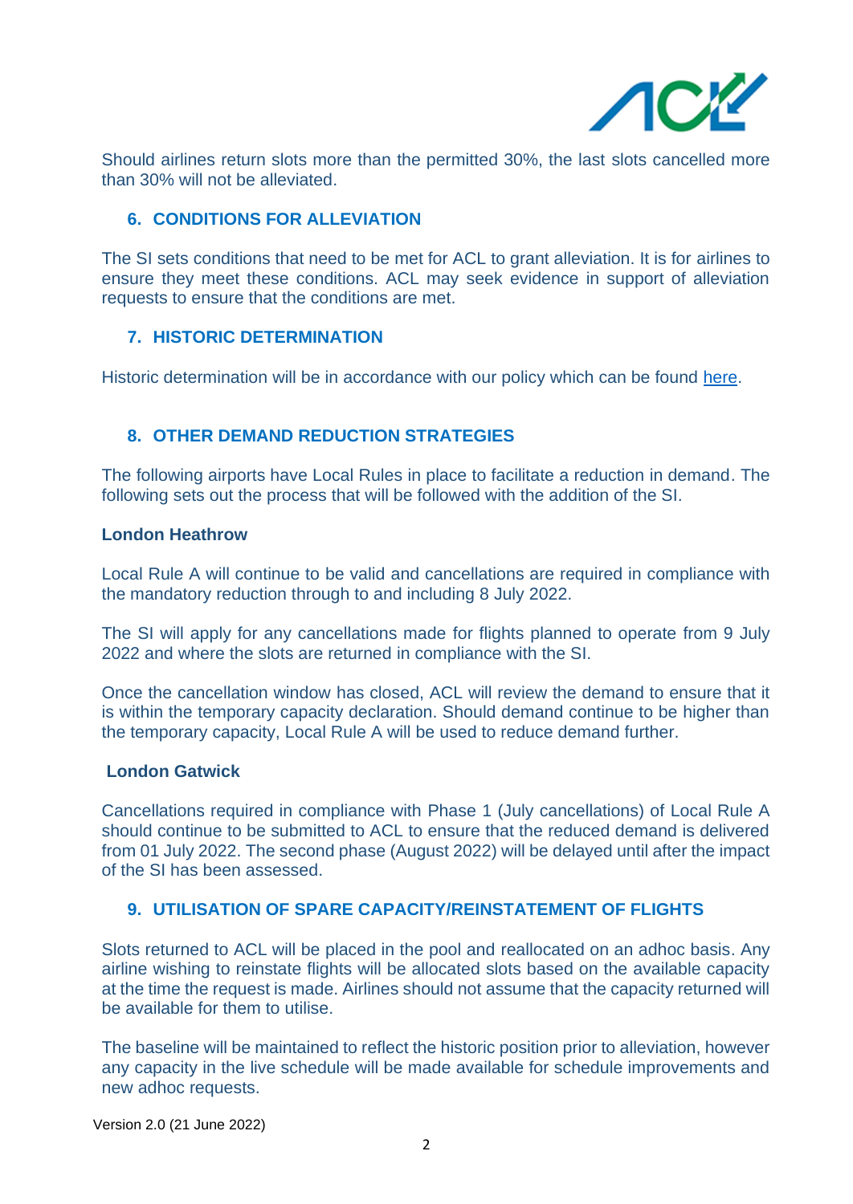Should airlines return slots more than the permitted 30%, the last slots cancelled more than 30% will not be alleviated.

## 6. CONDITIONS FOR ALLEVIATION

The SI sets conditions that need to be met for ACL to grant alleviation. It is for airlines to ensure they meet these conditions. ACL may seek evidence in support of alleviation requests to ensure that the conditions are met.

## 7. HISTORIC DETERMINATION

Historic determination will be in accordance with our policy which can be found here.

## 8. OTHER DEMAND REDUCTION STRATEGIES

The following airports have Local Rules in place to facilitate a reduction in demand. The following sets out the process that will be followed with the addition of the SI.

**London Heathrow**

Local Rule A will continue to be valid and cancellations are required in compliance with the mandatory reduction through to and including 8 July 2022.

The SI will apply for any cancellations made for flights planned to operate from 9 July 2022 and where the slots are returned in compliance with the SI.

Once the cancellation window has closed, ACL will review the demand to ensure that it is within the temporary capacity declaration. Should demand continue to be higher than the temporary capacity, Local Rule A will be used to reduce demand further.

**London Gatwick**

Cancellations required in compliance with Phase 1 (July cancellations) of Local Rule A should continue to be submitted to ACL to ensure that the reduced demand is delivered from 01 July 2022. The second phase (August 2022) will be delayed until after the impact of the SI has been assessed.

## 9. UTILISATION OF SPARE CAPACITY/REINSTATEMENT OF FLIGHTS

Slots returned to ACL will be placed in the pool and reallocated on an adhoc basis. Any airline wishing to reinstate flights will be allocated slots based on the available capacity at the time the request is made. Airlines should not assume that the capacity returned will be available for them to utilise.

The baseline will be maintained to reflect the historic position prior to alleviation, however any capacity in the live schedule will be made available for schedule improvements and new adhoc requests.

Version 2.0 (21 June 2022)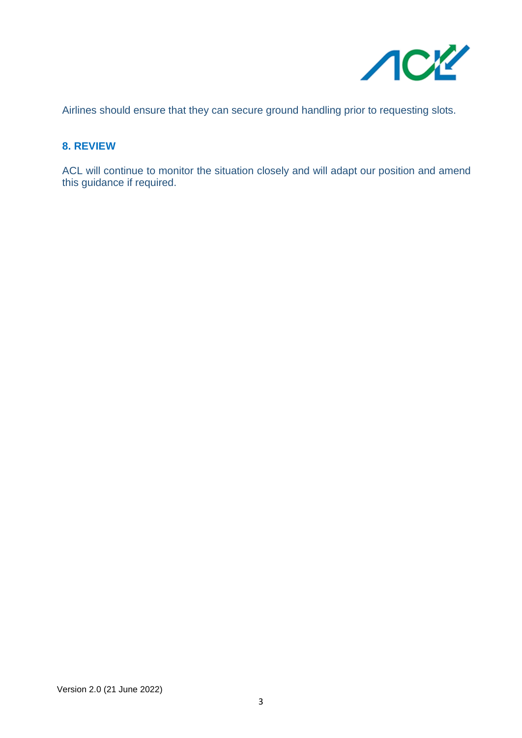Airlines should ensure that they can secure ground handling prior to requesting slots.

## 8. REVIEW

ACL will continue to monitor the situation closely and will adapt our position and amend this guidance if required.